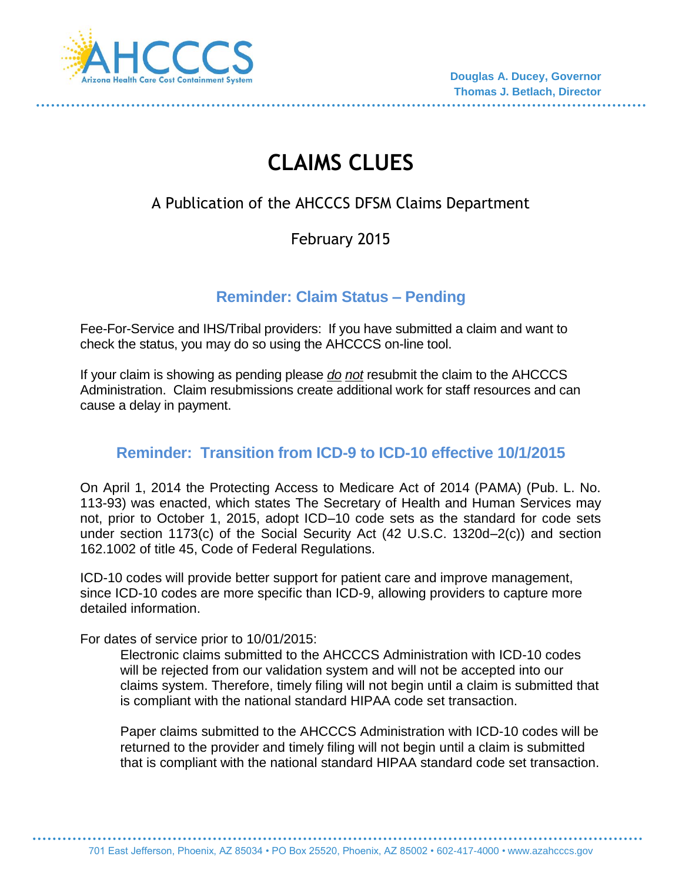AHCCCS
Arizona Health Care Cost Containment System

**Douglas A. Ducey, Governor**
**Thomas J. Betlach, Director**

# CLAIMS CLUES

A Publication of the AHCCCS DFSM Claims Department

February 2015

## Reminder: Claim Status – Pending

Fee-For-Service and IHS/Tribal providers: If you have submitted a claim and want to check the status, you may do so using the AHCCCS on-line tool.

If your claim is showing as pending please *do* *not* resubmit the claim to the AHCCCS Administration. Claim resubmissions create additional work for staff resources and can cause a delay in payment.

## Reminder: Transition from ICD-9 to ICD-10 effective 10/1/2015

On April 1, 2014 the Protecting Access to Medicare Act of 2014 (PAMA) (Pub. L. No. 113-93) was enacted, which states The Secretary of Health and Human Services may not, prior to October 1, 2015, adopt ICD–10 code sets as the standard for code sets under section 1173(c) of the Social Security Act (42 U.S.C. 1320d–2(c)) and section 162.1002 of title 45, Code of Federal Regulations.

ICD-10 codes will provide better support for patient care and improve management, since ICD-10 codes are more specific than ICD-9, allowing providers to capture more detailed information.

For dates of service prior to 10/01/2015:

> Electronic claims submitted to the AHCCCS Administration with ICD-10 codes will be rejected from our validation system and will not be accepted into our claims system. Therefore, timely filing will not begin until a claim is submitted that is compliant with the national standard HIPAA code set transaction.
>
> Paper claims submitted to the AHCCCS Administration with ICD-10 codes will be returned to the provider and timely filing will not begin until a claim is submitted that is compliant with the national standard HIPAA standard code set transaction.

701 East Jefferson, Phoenix, AZ 85034 • PO Box 25520, Phoenix, AZ 85002 • 602-417-4000 • www.azahcccs.gov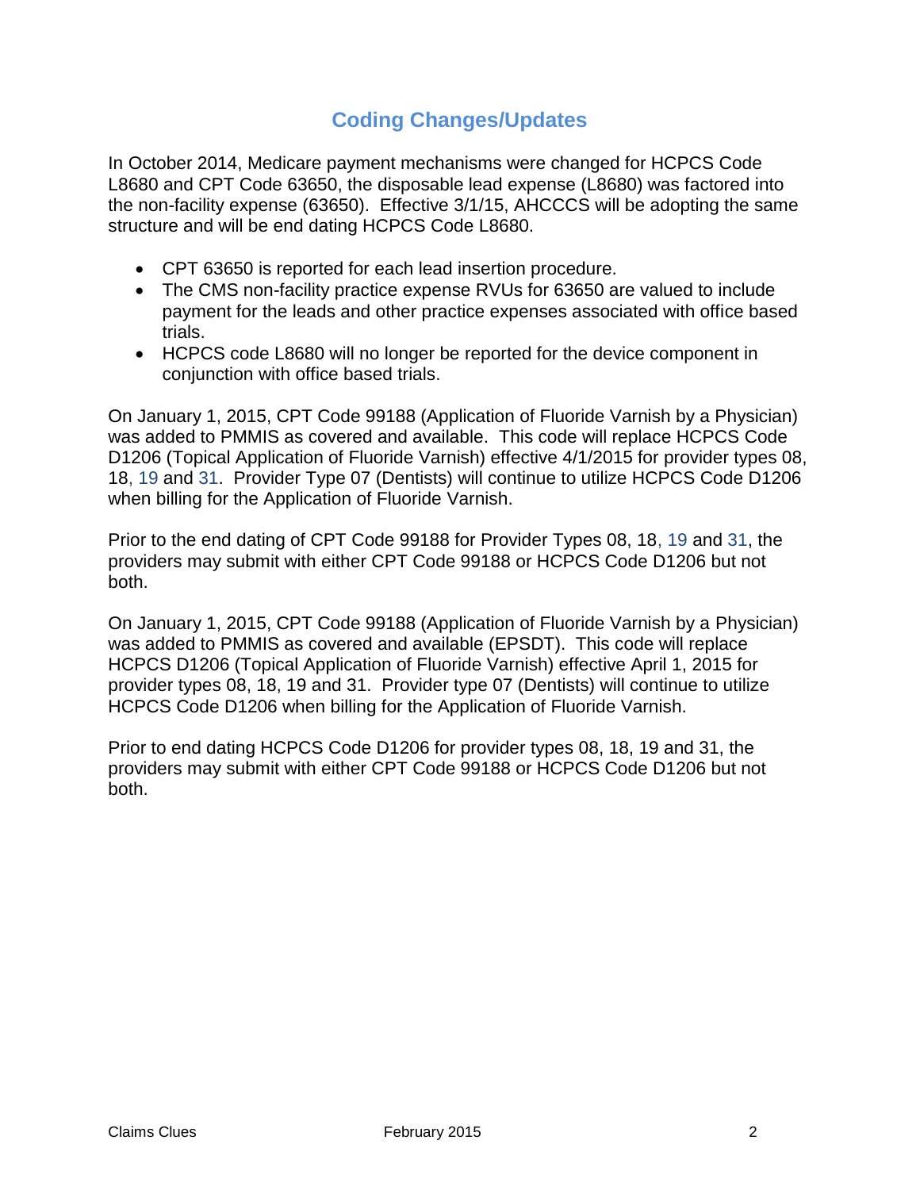## Coding Changes/Updates

In October 2014, Medicare payment mechanisms were changed for HCPCS Code L8680 and CPT Code 63650, the disposable lead expense (L8680) was factored into the non-facility expense (63650). Effective 3/1/15, AHCCCS will be adopting the same structure and will be end dating HCPCS Code L8680.

- CPT 63650 is reported for each lead insertion procedure.
- The CMS non-facility practice expense RVUs for 63650 are valued to include payment for the leads and other practice expenses associated with office based trials.
- HCPCS code L8680 will no longer be reported for the device component in conjunction with office based trials.

On January 1, 2015, CPT Code 99188 (Application of Fluoride Varnish by a Physician) was added to PMMIS as covered and available. This code will replace HCPCS Code D1206 (Topical Application of Fluoride Varnish) effective 4/1/2015 for provider types 08, 18, 19 and 31. Provider Type 07 (Dentists) will continue to utilize HCPCS Code D1206 when billing for the Application of Fluoride Varnish.

Prior to the end dating of CPT Code 99188 for Provider Types 08, 18, 19 and 31, the providers may submit with either CPT Code 99188 or HCPCS Code D1206 but not both.

On January 1, 2015, CPT Code 99188 (Application of Fluoride Varnish by a Physician) was added to PMMIS as covered and available (EPSDT). This code will replace HCPCS D1206 (Topical Application of Fluoride Varnish) effective April 1, 2015 for provider types 08, 18, 19 and 31. Provider type 07 (Dentists) will continue to utilize HCPCS Code D1206 when billing for the Application of Fluoride Varnish.

Prior to end dating HCPCS Code D1206 for provider types 08, 18, 19 and 31, the providers may submit with either CPT Code 99188 or HCPCS Code D1206 but not both.